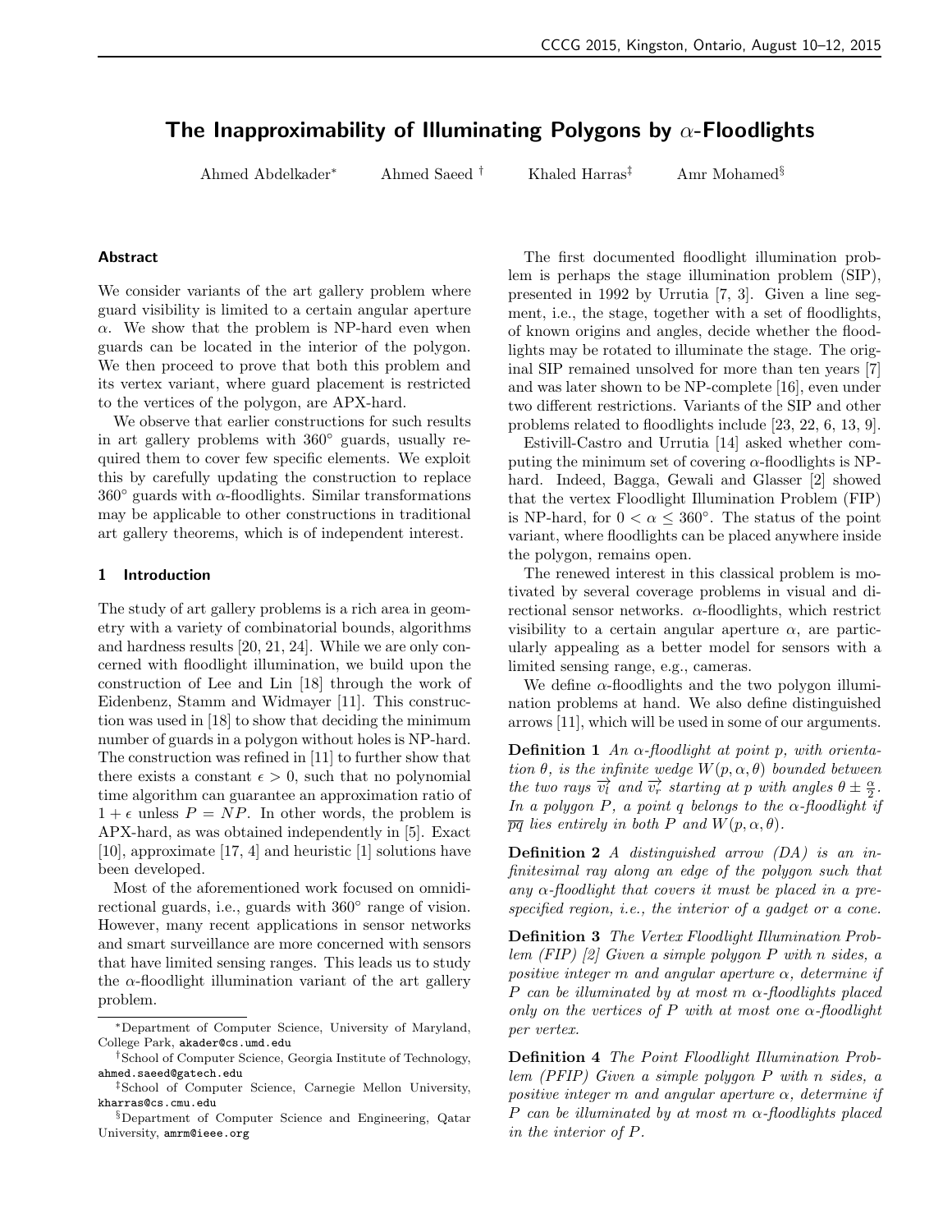# The Inapproximability of Illuminating Polygons by $\alpha$-Floodlights

Ahmed Abdelkader[*] Ahmed Saeed[†] Khaled Harras[‡] Amr Mohamed[§]

### Abstract

We consider variants of the art gallery problem where guard visibility is limited to a certain angular aperture $\alpha$. We show that the problem is NP-hard even when guards can be located in the interior of the polygon. We then proceed to prove that both this problem and its vertex variant, where guard placement is restricted to the vertices of the polygon, are APX-hard.

We observe that earlier constructions for such results in art gallery problems with $360^\circ$ guards, usually required them to cover few specific elements. We exploit this by carefully updating the construction to replace $360^\circ$ guards with $\alpha$-floodlights. Similar transformations may be applicable to other constructions in traditional art gallery theorems, which is of independent interest.

## 1 Introduction

The study of art gallery problems is a rich area in geometry with a variety of combinatorial bounds, algorithms and hardness results [20, 21, 24]. While we are only concerned with floodlight illumination, we build upon the construction of Lee and Lin [18] through the work of Eidenbenz, Stamm and Widmayer [11]. This construction was used in [18] to show that deciding the minimum number of guards in a polygon without holes is NP-hard. The construction was refined in [11] to further show that there exists a constant $\epsilon > 0$, such that no polynomial time algorithm can guarantee an approximation ratio of $1 + \epsilon$ unless $P = NP$. In other words, the problem is APX-hard, as was obtained independently in [5]. Exact [10], approximate [17, 4] and heuristic [1] solutions have been developed.

Most of the aforementioned work focused on omnidirectional guards, i.e., guards with $360^\circ$ range of vision. However, many recent applications in sensor networks and smart surveillance are more concerned with sensors that have limited sensing ranges. This leads us to study the $\alpha$-floodlight illumination variant of the art gallery problem.

The first documented floodlight illumination problem is perhaps the stage illumination problem (SIP), presented in 1992 by Urrutia [7, 3]. Given a line segment, i.e., the stage, together with a set of floodlights, of known origins and angles, decide whether the floodlights may be rotated to illuminate the stage. The original SIP remained unsolved for more than ten years [7] and was later shown to be NP-complete [16], even under two different restrictions. Variants of the SIP and other problems related to floodlights include [23, 22, 6, 13, 9].

Estivill-Castro and Urrutia [14] asked whether computing the minimum set of covering $\alpha$-floodlights is NP-hard. Indeed, Bagga, Gewali and Glasser [2] showed that the vertex Floodlight Illumination Problem (FIP) is NP-hard, for $0 < \alpha \leq 360^\circ$. The status of the point variant, where floodlights can be placed anywhere inside the polygon, remains open.

The renewed interest in this classical problem is motivated by several coverage problems in visual and directional sensor networks. $\alpha$-floodlights, which restrict visibility to a certain angular aperture $\alpha$, are particularly appealing as a better model for sensors with a limited sensing range, e.g., cameras.

We define $\alpha$-floodlights and the two polygon illumination problems at hand. We also define distinguished arrows [11], which will be used in some of our arguments.

**Definition 1** *An $\alpha$-floodlight at point $p$, with orientation $\theta$, is the infinite wedge $W(p, \alpha, \theta)$ bounded between the two rays $\overrightarrow{v_l}$ and $\overrightarrow{v_r}$ starting at $p$ with angles $\theta \pm \frac{\alpha}{2}$. In a polygon $P$, a point $q$ belongs to the $\alpha$-floodlight if $\overline{pq}$ lies entirely in both $P$ and $W(p, \alpha, \theta)$.*

**Definition 2** *A distinguished arrow (DA) is an infinitesimal ray along an edge of the polygon such that any $\alpha$-floodlight that covers it must be placed in a prespecified region, i.e., the interior of a gadget or a cone.*

**Definition 3** *The Vertex Floodlight Illumination Problem (FIP) [2] Given a simple polygon $P$ with $n$ sides, a positive integer $m$ and angular aperture $\alpha$, determine if $P$ can be illuminated by at most $m$ $\alpha$-floodlights placed only on the vertices of $P$ with at most one $\alpha$-floodlight per vertex.*

**Definition 4** *The Point Floodlight Illumination Problem (PFIP) Given a simple polygon $P$ with $n$ sides, a positive integer $m$ and angular aperture $\alpha$, determine if $P$ can be illuminated by at most $m$ $\alpha$-floodlights placed in the interior of $P$.*

---

[*] Department of Computer Science, University of Maryland, College Park, akader@cs.umd.edu

[†] School of Computer Science, Georgia Institute of Technology, ahmed.saeed@gatech.edu

[‡] School of Computer Science, Carnegie Mellon University, kharras@cs.cmu.edu

[§] Department of Computer Science and Engineering, Qatar University, amrm@ieee.org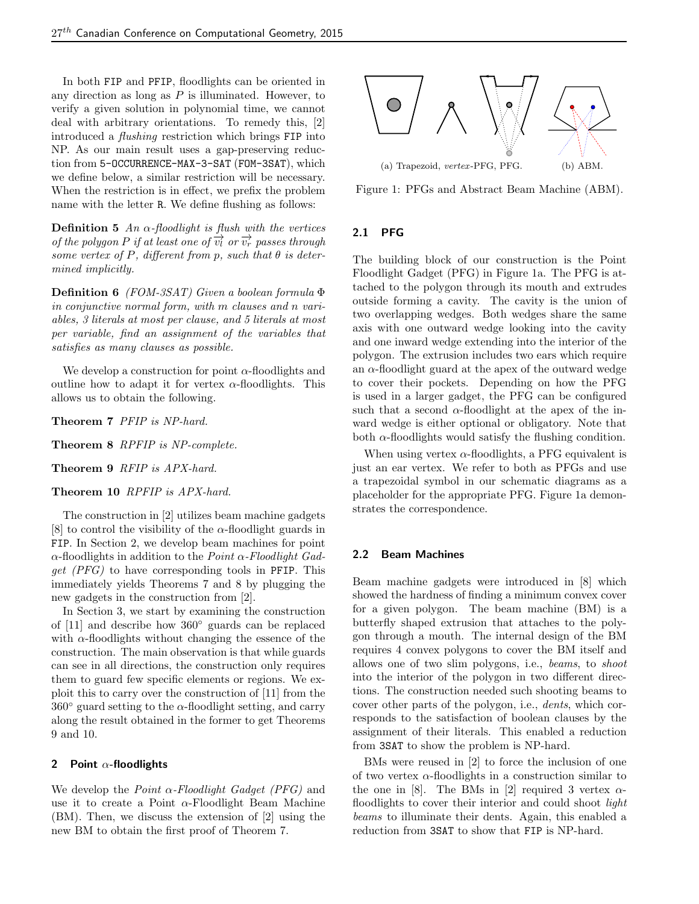In both FIP and PFIP, floodlights can be oriented in any direction as long as $P$ is illuminated. However, to verify a given solution in polynomial time, we cannot deal with arbitrary orientations. To remedy this, [2] introduced a *flushing* restriction which brings FIP into NP. As our main result uses a gap-preserving reduction from 5-OCCURRENCE-MAX-3-SAT (FOM-3SAT), which we define below, a similar restriction will be necessary. When the restriction is in effect, we prefix the problem name with the letter R. We define flushing as follows:

**Definition 5** *An $\alpha$-floodlight is flush with the vertices of the polygon $P$ if at least one of $\overrightarrow{v_l}$ or $\overrightarrow{v_r}$ passes through some vertex of $P$, different from $p$, such that $\theta$ is determined implicitly.*

**Definition 6** *(FOM-3SAT) Given a boolean formula $\Phi$ in conjunctive normal form, with $m$ clauses and $n$ variables, 3 literals at most per clause, and 5 literals at most per variable, find an assignment of the variables that satisfies as many clauses as possible.*

We develop a construction for point $\alpha$-floodlights and outline how to adapt it for vertex $\alpha$-floodlights. This allows us to obtain the following.

**Theorem 7** *PFIP is NP-hard.*

**Theorem 8** *RPFIP is NP-complete.*

**Theorem 9** *RFIP is APX-hard.*

**Theorem 10** *RPFIP is APX-hard.*

The construction in [2] utilizes beam machine gadgets [8] to control the visibility of the $\alpha$-floodlight guards in FIP. In Section 2, we develop beam machines for point $\alpha$-floodlights in addition to the *Point $\alpha$-Floodlight Gadget (PFG)* to have corresponding tools in PFIP. This immediately yields Theorems 7 and 8 by plugging the new gadgets in the construction from [2].

In Section 3, we start by examining the construction of [11] and describe how 360° guards can be replaced with $\alpha$-floodlights without changing the essence of the construction. The main observation is that while guards can see in all directions, the construction only requires them to guard few specific elements or regions. We exploit this to carry over the construction of [11] from the 360° guard setting to the $\alpha$-floodlight setting, and carry along the result obtained in the former to get Theorems 9 and 10.

## 2 Point $\alpha$-floodlights

We develop the *Point $\alpha$-Floodlight Gadget (PFG)* and use it to create a Point $\alpha$-Floodlight Beam Machine (BM). Then, we discuss the extension of [2] using the new BM to obtain the first proof of Theorem 7.

(a) Trapezoid, *vertex*-PFG, PFG. (b) ABM.

Figure 1: PFGs and Abstract Beam Machine (ABM).

### 2.1 PFG

The building block of our construction is the Point Floodlight Gadget (PFG) in Figure 1a. The PFG is attached to the polygon through its mouth and extrudes outside forming a cavity. The cavity is the union of two overlapping wedges. Both wedges share the same axis with one outward wedge looking into the cavity and one inward wedge extending into the interior of the polygon. The extrusion includes two ears which require an $\alpha$-floodlight guard at the apex of the outward wedge to cover their pockets. Depending on how the PFG is used in a larger gadget, the PFG can be configured such that a second $\alpha$-floodlight at the apex of the inward wedge is either optional or obligatory. Note that both $\alpha$-floodlights would satisfy the flushing condition.

When using vertex $\alpha$-floodlights, a PFG equivalent is just an ear vertex. We refer to both as PFGs and use a trapezoidal symbol in our schematic diagrams as a placeholder for the appropriate PFG. Figure 1a demonstrates the correspondence.

### 2.2 Beam Machines

Beam machine gadgets were introduced in [8] which showed the hardness of finding a minimum convex cover for a given polygon. The beam machine (BM) is a butterfly shaped extrusion that attaches to the polygon through a mouth. The internal design of the BM requires 4 convex polygons to cover the BM itself and allows one of two slim polygons, i.e., *beams*, to *shoot* into the interior of the polygon in two different directions. The construction needed such shooting beams to cover other parts of the polygon, i.e., *dents*, which corresponds to the satisfaction of boolean clauses by the assignment of their literals. This enabled a reduction from 3SAT to show the problem is NP-hard.

BMs were reused in [2] to force the inclusion of one of two vertex $\alpha$-floodlights in a construction similar to the one in [8]. The BMs in [2] required 3 vertex $\alpha$-floodlights to cover their interior and could shoot *light beams* to illuminate their dents. Again, this enabled a reduction from 3SAT to show that FIP is NP-hard.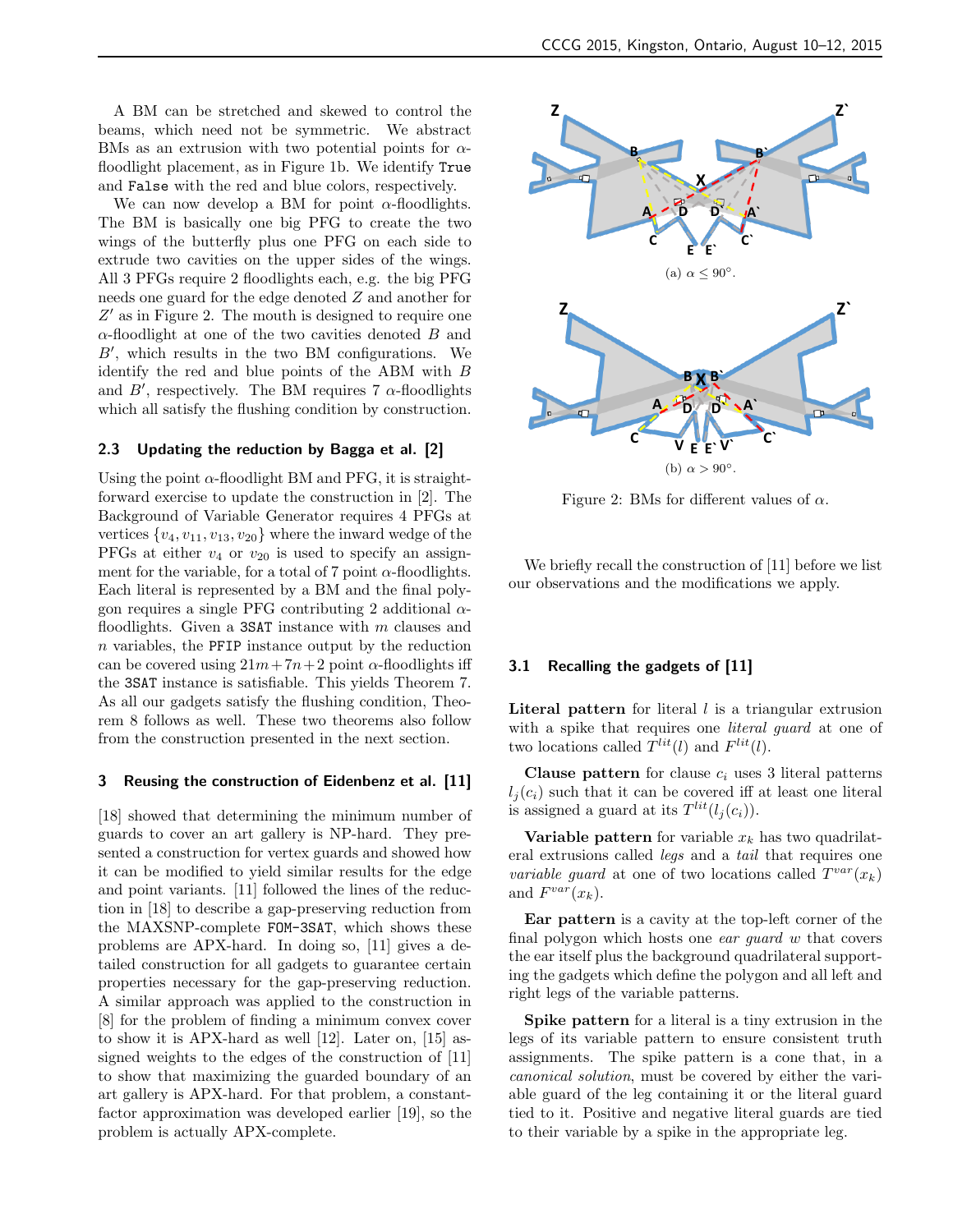A BM can be stretched and skewed to control the beams, which need not be symmetric. We abstract BMs as an extrusion with two potential points for $\alpha$-floodlight placement, as in Figure 1b. We identify `True` and `False` with the red and blue colors, respectively.

We can now develop a BM for point $\alpha$-floodlights. The BM is basically one big PFG to create the two wings of the butterfly plus one PFG on each side to extrude two cavities on the upper sides of the wings. All 3 PFGs require 2 floodlights each, e.g. the big PFG needs one guard for the edge denoted $Z$ and another for $Z'$ as in Figure 2. The mouth is designed to require one $\alpha$-floodlight at one of the two cavities denoted $B$ and $B'$, which results in the two BM configurations. We identify the red and blue points of the ABM with $B$ and $B'$, respectively. The BM requires 7 $\alpha$-floodlights which all satisfy the flushing condition by construction.

### 2.3 Updating the reduction by Bagga et al. [2]

Using the point $\alpha$-floodlight BM and PFG, it is straightforward exercise to update the construction in [2]. The Background of Variable Generator requires 4 PFGs at vertices $\{v_4, v_{11}, v_{13}, v_{20}\}$ where the inward wedge of the PFGs at either $v_4$ or $v_{20}$ is used to specify an assignment for the variable, for a total of 7 point $\alpha$-floodlights. Each literal is represented by a BM and the final polygon requires a single PFG contributing 2 additional $\alpha$-floodlights. Given a `3SAT` instance with $m$ clauses and $n$ variables, the `PFIP` instance output by the reduction can be covered using $21m+7n+2$ point $\alpha$-floodlights iff the `3SAT` instance is satisfiable. This yields Theorem 7. As all our gadgets satisfy the flushing condition, Theorem 8 follows as well. These two theorems also follow from the construction presented in the next section.

## 3 Reusing the construction of Eidenbenz et al. [11]

[18] showed that determining the minimum number of guards to cover an art gallery is NP-hard. They presented a construction for vertex guards and showed how it can be modified to yield similar results for the edge and point variants. [11] followed the lines of the reduction in [18] to describe a gap-preserving reduction from the MAXSNP-complete `FOM-3SAT`, which shows these problems are APX-hard. In doing so, [11] gives a detailed construction for all gadgets to guarantee certain properties necessary for the gap-preserving reduction. A similar approach was applied to the construction in [8] for the problem of finding a minimum convex cover to show it is APX-hard as well [12]. Later on, [15] assigned weights to the edges of the construction of [11] to show that maximizing the guarded boundary of an art gallery is APX-hard. For that problem, a constant-factor approximation was developed earlier [19], so the problem is actually APX-complete.

(a) $\alpha \leq 90°$.

(b) $\alpha > 90°$.

Figure 2: BMs for different values of $\alpha$.

We briefly recall the construction of [11] before we list our observations and the modifications we apply.

### 3.1 Recalling the gadgets of [11]

**Literal pattern** for literal $l$ is a triangular extrusion with a spike that requires one *literal guard* at one of two locations called $T^{lit}(l)$ and $F^{lit}(l)$.

**Clause pattern** for clause $c_i$ uses 3 literal patterns $l_j(c_i)$ such that it can be covered iff at least one literal is assigned a guard at its $T^{lit}(l_j(c_i))$.

**Variable pattern** for variable $x_k$ has two quadrilateral extrusions called *legs* and a *tail* that requires one *variable guard* at one of two locations called $T^{var}(x_k)$ and $F^{var}(x_k)$.

**Ear pattern** is a cavity at the top-left corner of the final polygon which hosts one *ear guard* $w$ that covers the ear itself plus the background quadrilateral supporting the gadgets which define the polygon and all left and right legs of the variable patterns.

**Spike pattern** for a literal is a tiny extrusion in the legs of its variable pattern to ensure consistent truth assignments. The spike pattern is a cone that, in a *canonical solution*, must be covered by either the variable guard of the leg containing it or the literal guard tied to it. Positive and negative literal guards are tied to their variable by a spike in the appropriate leg.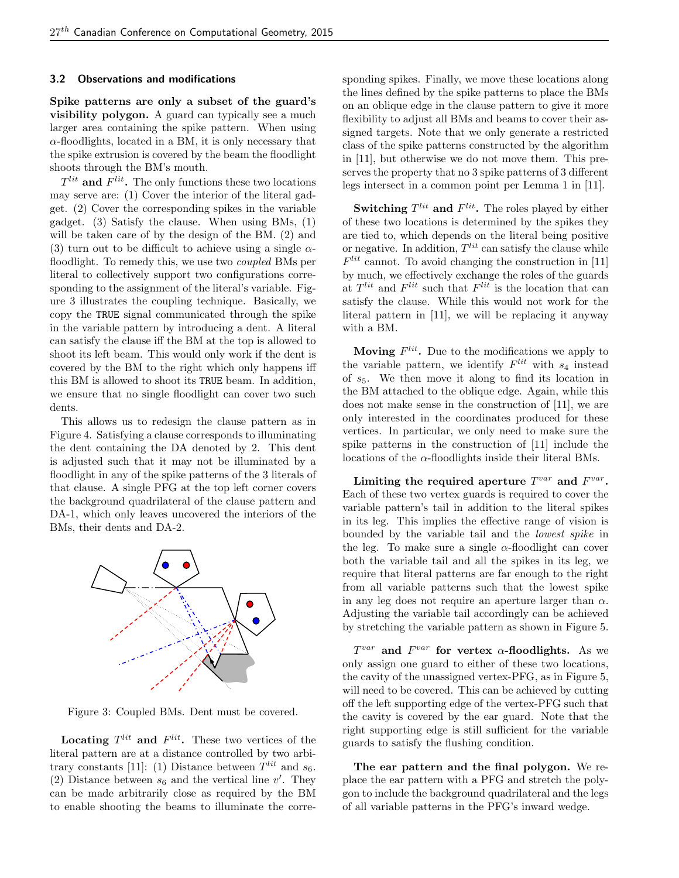### 3.2 Observations and modifications

**Spike patterns are only a subset of the guard's visibility polygon.** A guard can typically see a much larger area containing the spike pattern. When using $\alpha$-floodlights, located in a BM, it is only necessary that the spike extrusion is covered by the beam the floodlight shoots through the BM's mouth.

**$T^{lit}$ and $F^{lit}$.** The only functions these two locations may serve are: (1) Cover the interior of the literal gadget. (2) Cover the corresponding spikes in the variable gadget. (3) Satisfy the clause. When using BMs, (1) will be taken care of by the design of the BM. (2) and (3) turn out to be difficult to achieve using a single $\alpha$-floodlight. To remedy this, we use two *coupled* BMs per literal to collectively support two configurations corresponding to the assignment of the literal's variable. Figure 3 illustrates the coupling technique. Basically, we copy the TRUE signal communicated through the spike in the variable pattern by introducing a dent. A literal can satisfy the clause iff the BM at the top is allowed to shoot its left beam. This would only work if the dent is covered by the BM to the right which only happens iff this BM is allowed to shoot its TRUE beam. In addition, we ensure that no single floodlight can cover two such dents.

This allows us to redesign the clause pattern as in Figure 4. Satisfying a clause corresponds to illuminating the dent containing the DA denoted by 2. This dent is adjusted such that it may not be illuminated by a floodlight in any of the spike patterns of the 3 literals of that clause. A single PFG at the top left corner covers the background quadrilateral of the clause pattern and DA-1, which only leaves uncovered the interiors of the BMs, their dents and DA-2.

Figure 3: Coupled BMs. Dent must be covered.

**Locating $T^{lit}$ and $F^{lit}$.** These two vertices of the literal pattern are at a distance controlled by two arbitrary constants [11]: (1) Distance between $T^{lit}$ and $s_6$. (2) Distance between $s_6$ and the vertical line $v'$. They can be made arbitrarily close as required by the BM to enable shooting the beams to illuminate the corresponding spikes. Finally, we move these locations along the lines defined by the spike patterns to place the BMs on an oblique edge in the clause pattern to give it more flexibility to adjust all BMs and beams to cover their assigned targets. Note that we only generate a restricted class of the spike patterns constructed by the algorithm in [11], but otherwise we do not move them. This preserves the property that no 3 spike patterns of 3 different legs intersect in a common point per Lemma 1 in [11].

**Switching $T^{lit}$ and $F^{lit}$.** The roles played by either of these two locations is determined by the spikes they are tied to, which depends on the literal being positive or negative. In addition, $T^{lit}$ can satisfy the clause while $F^{lit}$ cannot. To avoid changing the construction in [11] by much, we effectively exchange the roles of the guards at $T^{lit}$ and $F^{lit}$ such that $F^{lit}$ is the location that can satisfy the clause. While this would not work for the literal pattern in [11], we will be replacing it anyway with a BM.

**Moving $F^{lit}$.** Due to the modifications we apply to the variable pattern, we identify $F^{lit}$ with $s_4$ instead of $s_5$. We then move it along to find its location in the BM attached to the oblique edge. Again, while this does not make sense in the construction of [11], we are only interested in the coordinates produced for these vertices. In particular, we only need to make sure the spike patterns in the construction of [11] include the locations of the $\alpha$-floodlights inside their literal BMs.

**Limiting the required aperture $T^{var}$ and $F^{var}$.** Each of these two vertex guards is required to cover the variable pattern's tail in addition to the literal spikes in its leg. This implies the effective range of vision is bounded by the variable tail and the *lowest spike* in the leg. To make sure a single $\alpha$-floodlight can cover both the variable tail and all the spikes in its leg, we require that literal patterns are far enough to the right from all variable patterns such that the lowest spike in any leg does not require an aperture larger than $\alpha$. Adjusting the variable tail accordingly can be achieved by stretching the variable pattern as shown in Figure 5.

**$T^{var}$ and $F^{var}$ for vertex $\alpha$-floodlights.** As we only assign one guard to either of these two locations, the cavity of the unassigned vertex-PFG, as in Figure 5, will need to be covered. This can be achieved by cutting off the left supporting edge of the vertex-PFG such that the cavity is covered by the ear guard. Note that the right supporting edge is still sufficient for the variable guards to satisfy the flushing condition.

**The ear pattern and the final polygon.** We replace the ear pattern with a PFG and stretch the polygon to include the background quadrilateral and the legs of all variable patterns in the PFG's inward wedge.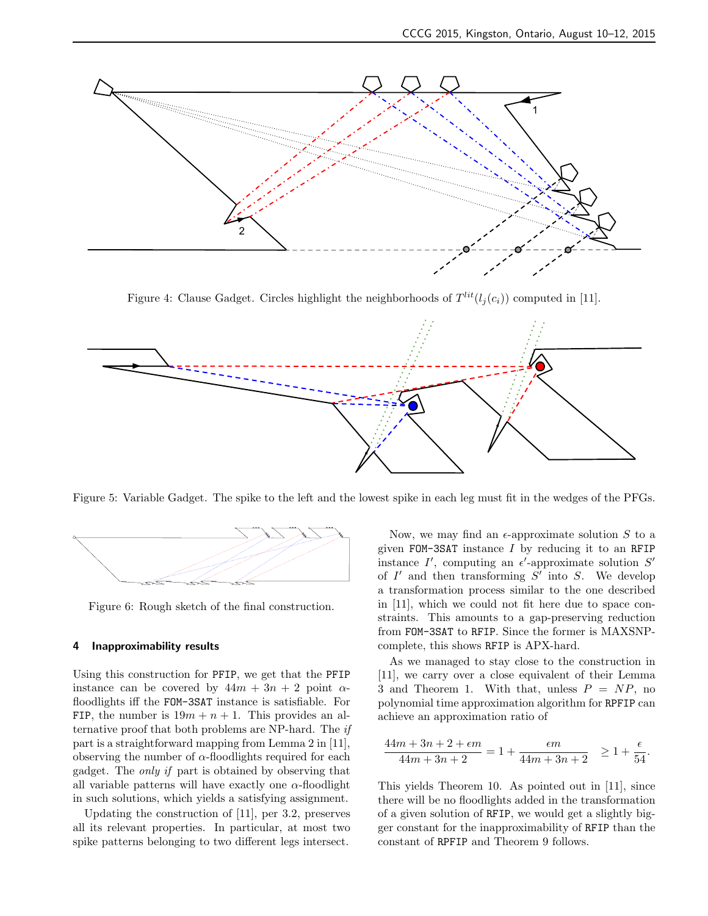Figure 4: Clause Gadget. Circles highlight the neighborhoods of $T^{lit}(l_j(c_i))$ computed in [11].

Figure 5: Variable Gadget. The spike to the left and the lowest spike in each leg must fit in the wedges of the PFGs.

Figure 6: Rough sketch of the final construction.

## 4 Inapproximability results

Using this construction for PFIP, we get that the PFIP instance can be covered by $44m + 3n + 2$ point $\alpha$-floodlights iff the FOM-3SAT instance is satisfiable. For FIP, the number is $19m + n + 1$. This provides an alternative proof that both problems are NP-hard. The *if* part is a straightforward mapping from Lemma 2 in [11], observing the number of $\alpha$-floodlights required for each gadget. The *only if* part is obtained by observing that all variable patterns will have exactly one $\alpha$-floodlight in such solutions, which yields a satisfying assignment.

Updating the construction of [11], per 3.2, preserves all its relevant properties. In particular, at most two spike patterns belonging to two different legs intersect.

Now, we may find an $\epsilon$-approximate solution $S$ to a given FOM-3SAT instance $I$ by reducing it to an RFIP instance $I'$, computing an $\epsilon'$-approximate solution $S'$ of $I'$ and then transforming $S'$ into $S$. We develop a transformation process similar to the one described in [11], which we could not fit here due to space constraints. This amounts to a gap-preserving reduction from FOM-3SAT to RFIP. Since the former is MAXSNP-complete, this shows RFIP is APX-hard.

As we managed to stay close to the construction in [11], we carry over a close equivalent of their Lemma 3 and Theorem 1. With that, unless $P = NP$, no polynomial time approximation algorithm for RPFIP can achieve an approximation ratio of

$$\frac{44m + 3n + 2 + \epsilon m}{44m + 3n + 2} = 1 + \frac{\epsilon m}{44m + 3n + 2} \geq 1 + \frac{\epsilon}{54}.$$

This yields Theorem 10. As pointed out in [11], since there will be no floodlights added in the transformation of a given solution of RFIP, we would get a slightly bigger constant for the inapproximability of RFIP than the constant of RPFIP and Theorem 9 follows.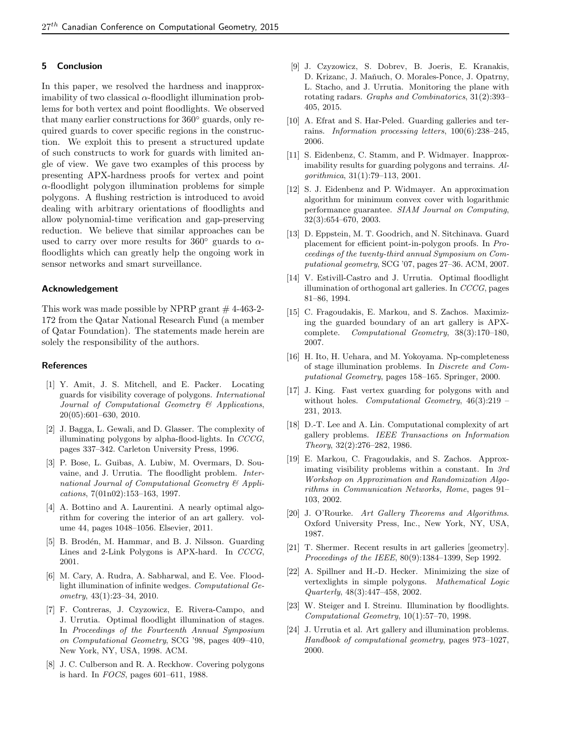## 5 Conclusion

In this paper, we resolved the hardness and inapproximability of two classical $\alpha$-floodlight illumination problems for both vertex and point floodlights. We observed that many earlier constructions for $360^\circ$ guards, only required guards to cover specific regions in the construction. We exploit this to present a structured update of such constructs to work for guards with limited angle of view. We gave two examples of this process by presenting APX-hardness proofs for vertex and point $\alpha$-floodlight polygon illumination problems for simple polygons. A flushing restriction is introduced to avoid dealing with arbitrary orientations of floodlights and allow polynomial-time verification and gap-preserving reduction. We believe that similar approaches can be used to carry over more results for $360^\circ$ guards to $\alpha$-floodlights which can greatly help the ongoing work in sensor networks and smart surveillance.

### Acknowledgement

This work was made possible by NPRP grant # 4-463-2-172 from the Qatar National Research Fund (a member of Qatar Foundation). The statements made herein are solely the responsibility of the authors.

### References

[1] Y. Amit, J. S. Mitchell, and E. Packer. Locating guards for visibility coverage of polygons. *International Journal of Computational Geometry & Applications*, 20(05):601–630, 2010.

[2] J. Bagga, L. Gewali, and D. Glasser. The complexity of illuminating polygons by alpha-flood-lights. In *CCCG*, pages 337–342. Carleton University Press, 1996.

[3] P. Bose, L. Guibas, A. Lubiw, M. Overmars, D. Souvaine, and J. Urrutia. The floodlight problem. *International Journal of Computational Geometry & Applications*, 7(01n02):153–163, 1997.

[4] A. Bottino and A. Laurentini. A nearly optimal algorithm for covering the interior of an art gallery. volume 44, pages 1048–1056. Elsevier, 2011.

[5] B. Brodén, M. Hammar, and B. J. Nilsson. Guarding Lines and 2-Link Polygons is APX-hard. In *CCCG*, 2001.

[6] M. Cary, A. Rudra, A. Sabharwal, and E. Vee. Floodlight illumination of infinite wedges. *Computational Geometry*, 43(1):23–34, 2010.

[7] F. Contreras, J. Czyzowicz, E. Rivera-Campo, and J. Urrutia. Optimal floodlight illumination of stages. In *Proceedings of the Fourteenth Annual Symposium on Computational Geometry*, SCG '98, pages 409–410, New York, NY, USA, 1998. ACM.

[8] J. C. Culberson and R. A. Reckhow. Covering polygons is hard. In *FOCS*, pages 601–611, 1988.

[9] J. Czyzowicz, S. Dobrev, B. Joeris, E. Kranakis, D. Krizanc, J. Maňuch, O. Morales-Ponce, J. Opatrny, L. Stacho, and J. Urrutia. Monitoring the plane with rotating radars. *Graphs and Combinatorics*, 31(2):393–405, 2015.

[10] A. Efrat and S. Har-Peled. Guarding galleries and terrains. *Information processing letters*, 100(6):238–245, 2006.

[11] S. Eidenbenz, C. Stamm, and P. Widmayer. Inapproximability results for guarding polygons and terrains. *Algorithmica*, 31(1):79–113, 2001.

[12] S. J. Eidenbenz and P. Widmayer. An approximation algorithm for minimum convex cover with logarithmic performance guarantee. *SIAM Journal on Computing*, 32(3):654–670, 2003.

[13] D. Eppstein, M. T. Goodrich, and N. Sitchinava. Guard placement for efficient point-in-polygon proofs. In *Proceedings of the twenty-third annual Symposium on Computational geometry*, SCG '07, pages 27–36. ACM, 2007.

[14] V. Estivill-Castro and J. Urrutia. Optimal floodlight illumination of orthogonal art galleries. In *CCCG*, pages 81–86, 1994.

[15] C. Fragoudakis, E. Markou, and S. Zachos. Maximizing the guarded boundary of an art gallery is APX-complete. *Computational Geometry*, 38(3):170–180, 2007.

[16] H. Ito, H. Uehara, and M. Yokoyama. Np-completeness of stage illumination problems. In *Discrete and Computational Geometry*, pages 158–165. Springer, 2000.

[17] J. King. Fast vertex guarding for polygons with and without holes. *Computational Geometry*, 46(3):219 – 231, 2013.

[18] D.-T. Lee and A. Lin. Computational complexity of art gallery problems. *IEEE Transactions on Information Theory*, 32(2):276–282, 1986.

[19] E. Markou, C. Fragoudakis, and S. Zachos. Approximating visibility problems within a constant. In *3rd Workshop on Approximation and Randomization Algorithms in Communication Networks, Rome*, pages 91–103, 2002.

[20] J. O'Rourke. *Art Gallery Theorems and Algorithms*. Oxford University Press, Inc., New York, NY, USA, 1987.

[21] T. Shermer. Recent results in art galleries [geometry]. *Proceedings of the IEEE*, 80(9):1384–1399, Sep 1992.

[22] A. Spillner and H.-D. Hecker. Minimizing the size of vertexlights in simple polygons. *Mathematical Logic Quarterly*, 48(3):447–458, 2002.

[23] W. Steiger and I. Streinu. Illumination by floodlights. *Computational Geometry*, 10(1):57–70, 1998.

[24] J. Urrutia et al. Art gallery and illumination problems. *Handbook of computational geometry*, pages 973–1027, 2000.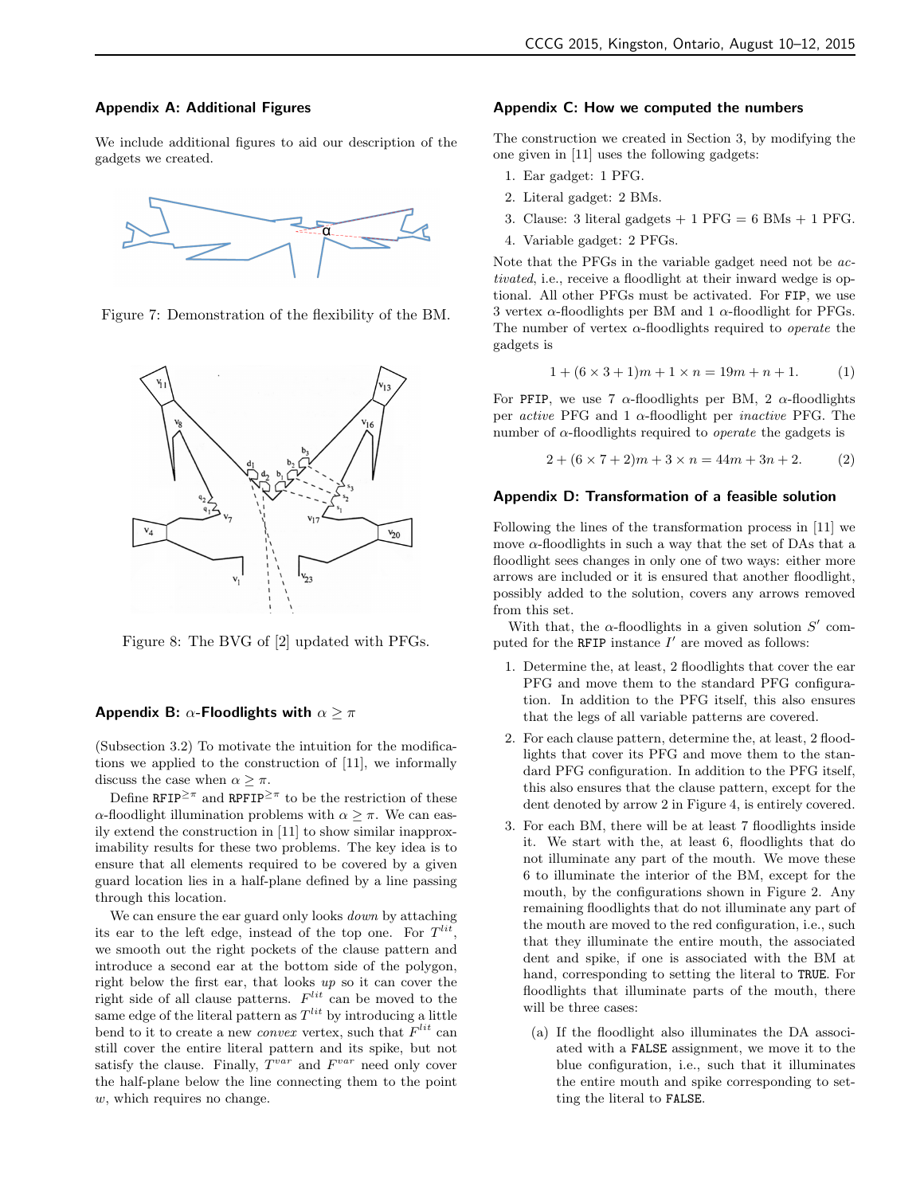## Appendix A: Additional Figures

We include additional figures to aid our description of the gadgets we created.

Figure 7: Demonstration of the flexibility of the BM.

Figure 8: The BVG of [2] updated with PFGs.

## Appendix B: $\alpha$-Floodlights with $\alpha \geq \pi$

(Subsection 3.2) To motivate the intuition for the modifications we applied to the construction of [11], we informally discuss the case when $\alpha \geq \pi$.

Define $\texttt{RFIP}^{\geq\pi}$ and $\texttt{RPFIP}^{\geq\pi}$ to be the restriction of these $\alpha$-floodlight illumination problems with $\alpha \geq \pi$. We can easily extend the construction in [11] to show similar inapproximability results for these two problems. The key idea is to ensure that all elements required to be covered by a given guard location lies in a half-plane defined by a line passing through this location.

We can ensure the ear guard only looks *down* by attaching its ear to the left edge, instead of the top one. For $T^{lit}$, we smooth out the right pockets of the clause pattern and introduce a second ear at the bottom side of the polygon, right below the first ear, that looks *up* so it can cover the right side of all clause patterns. $F^{lit}$ can be moved to the same edge of the literal pattern as $T^{lit}$ by introducing a little bend to it to create a new *convex* vertex, such that $F^{lit}$ can still cover the entire literal pattern and its spike, but not satisfy the clause. Finally, $T^{var}$ and $F^{var}$ need only cover the half-plane below the line connecting them to the point $w$, which requires no change.

## Appendix C: How we computed the numbers

The construction we created in Section 3, by modifying the one given in [11] uses the following gadgets:

1. Ear gadget: 1 PFG.
2. Literal gadget: 2 BMs.
3. Clause: 3 literal gadgets + 1 PFG = 6 BMs + 1 PFG.
4. Variable gadget: 2 PFGs.

Note that the PFGs in the variable gadget need not be *activated*, i.e., receive a floodlight at their inward wedge is optional. All other PFGs must be activated. For `FIP`, we use 3 vertex $\alpha$-floodlights per BM and 1 $\alpha$-floodlight for PFGs. The number of vertex $\alpha$-floodlights required to *operate* the gadgets is

$$1 + (6 \times 3 + 1)m + 1 \times n = 19m + n + 1. \qquad (1)$$

For `PFIP`, we use 7 $\alpha$-floodlights per BM, 2 $\alpha$-floodlights per *active* PFG and 1 $\alpha$-floodlight per *inactive* PFG. The number of $\alpha$-floodlights required to *operate* the gadgets is

$$2 + (6 \times 7 + 2)m + 3 \times n = 44m + 3n + 2. \qquad (2)$$

## Appendix D: Transformation of a feasible solution

Following the lines of the transformation process in [11] we move $\alpha$-floodlights in such a way that the set of DAs that a floodlight sees changes in only one of two ways: either more arrows are included or it is ensured that another floodlight, possibly added to the solution, covers any arrows removed from this set.

With that, the $\alpha$-floodlights in a given solution $S'$ computed for the `RFIP` instance $I'$ are moved as follows:

1. Determine the, at least, 2 floodlights that cover the ear PFG and move them to the standard PFG configuration. In addition to the PFG itself, this also ensures that the legs of all variable patterns are covered.
2. For each clause pattern, determine the, at least, 2 floodlights that cover its PFG and move them to the standard PFG configuration. In addition to the PFG itself, this also ensures that the clause pattern, except for the dent denoted by arrow 2 in Figure 4, is entirely covered.
3. For each BM, there will be at least 7 floodlights inside it. We start with the, at least 6, floodlights that do not illuminate any part of the mouth. We move these 6 to illuminate the interior of the BM, except for the mouth, by the configurations shown in Figure 2. Any remaining floodlights that do not illuminate any part of the mouth are moved to the red configuration, i.e., such that they illuminate the entire mouth, the associated dent and spike, if one is associated with the BM at hand, corresponding to setting the literal to `TRUE`. For floodlights that illuminate parts of the mouth, there will be three cases:
   (a) If the floodlight also illuminates the DA associated with a `FALSE` assignment, we move it to the blue configuration, i.e., such that it illuminates the entire mouth and spike corresponding to setting the literal to `FALSE`.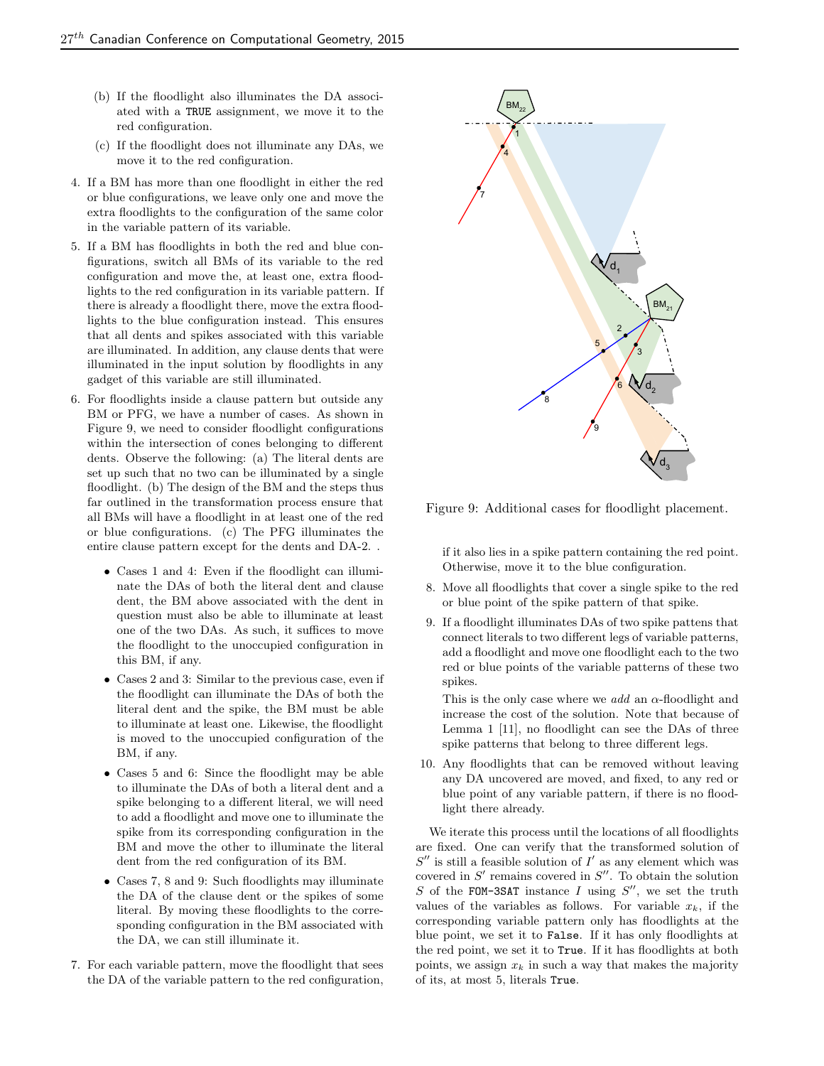(b) If the floodlight also illuminates the DA associated with a TRUE assignment, we move it to the red configuration.

(c) If the floodlight does not illuminate any DAs, we move it to the red configuration.

4. If a BM has more than one floodlight in either the red or blue configurations, we leave only one and move the extra floodlights to the configuration of the same color in the variable pattern of its variable.

5. If a BM has floodlights in both the red and blue configurations, switch all BMs of its variable to the red configuration and move the, at least one, extra floodlights to the red configuration in its variable pattern. If there is already a floodlight there, move the extra floodlights to the blue configuration instead. This ensures that all dents and spikes associated with this variable are illuminated. In addition, any clause dents that were illuminated in the input solution by floodlights in any gadget of this variable are still illuminated.

6. For floodlights inside a clause pattern but outside any BM or PFG, we have a number of cases. As shown in Figure 9, we need to consider floodlight configurations within the intersection of cones belonging to different dents. Observe the following: (a) The literal dents are set up such that no two can be illuminated by a single floodlight. (b) The design of the BM and the steps thus far outlined in the transformation process ensure that all BMs will have a floodlight in at least one of the red or blue configurations. (c) The PFG illuminates the entire clause pattern except for the dents and DA-2. .

   - Cases 1 and 4: Even if the floodlight can illuminate the DAs of both the literal dent and clause dent, the BM above associated with the dent in question must also be able to illuminate at least one of the two DAs. As such, it suffices to move the floodlight to the unoccupied configuration in this BM, if any.
   - Cases 2 and 3: Similar to the previous case, even if the floodlight can illuminate the DAs of both the literal dent and the spike, the BM must be able to illuminate at least one. Likewise, the floodlight is moved to the unoccupied configuration of the BM, if any.
   - Cases 5 and 6: Since the floodlight may be able to illuminate the DAs of both a literal dent and a spike belonging to a different literal, we will need to add a floodlight and move one to illuminate the spike from its corresponding configuration in the BM and move the other to illuminate the literal dent from the red configuration of its BM.
   - Cases 7, 8 and 9: Such floodlights may illuminate the DA of the clause dent or the spikes of some literal. By moving these floodlights to the corresponding configuration in the BM associated with the DA, we can still illuminate it.

7. For each variable pattern, move the floodlight that sees the DA of the variable pattern to the red configuration, if it also lies in a spike pattern containing the red point. Otherwise, move it to the blue configuration.

Figure 9: Additional cases for floodlight placement.

8. Move all floodlights that cover a single spike to the red or blue point of the spike pattern of that spike.

9. If a floodlight illuminates DAs of two spike pattens that connect literals to two different legs of variable patterns, add a floodlight and move one floodlight each to the two red or blue points of the variable patterns of these two spikes.

   This is the only case where we *add* an $\alpha$-floodlight and increase the cost of the solution. Note that because of Lemma 1 [11], no floodlight can see the DAs of three spike patterns that belong to three different legs.

10. Any floodlights that can be removed without leaving any DA uncovered are moved, and fixed, to any red or blue point of any variable pattern, if there is no floodlight there already.

We iterate this process until the locations of all floodlights are fixed. One can verify that the transformed solution of $S''$ is still a feasible solution of $I'$ as any element which was covered in $S'$ remains covered in $S''$. To obtain the solution $S$ of the FOM-3SAT instance $I$ using $S''$, we set the truth values of the variables as follows. For variable $x_k$, if the corresponding variable pattern only has floodlights at the blue point, we set it to False. If it has only floodlights at the red point, we set it to True. If it has floodlights at both points, we assign $x_k$ in such a way that makes the majority of its, at most 5, literals True.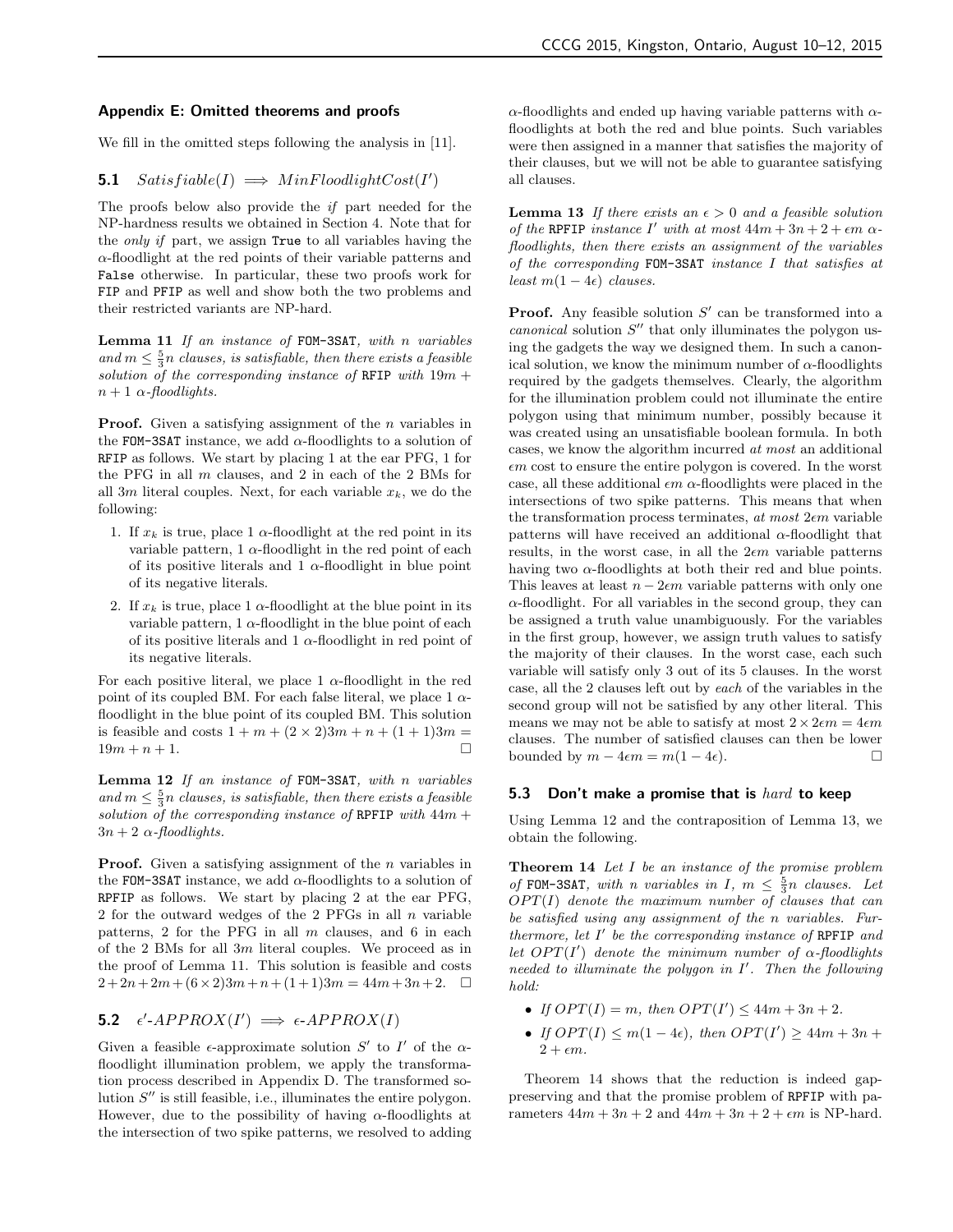## Appendix E: Omitted theorems and proofs

We fill in the omitted steps following the analysis in [11].

### 5.1 $Satisfiable(I) \implies MinFloodlightCost(I')$

The proofs below also provide the *if* part needed for the NP-hardness results we obtained in Section 4. Note that for the *only if* part, we assign True to all variables having the $\alpha$-floodlight at the red points of their variable patterns and False otherwise. In particular, these two proofs work for FIP and PFIP as well and show both the two problems and their restricted variants are NP-hard.

**Lemma 11** *If an instance of* FOM-3SAT*, with $n$ variables and $m \leq \frac{5}{3}n$ clauses, is satisfiable, then there exists a feasible solution of the corresponding instance of* RFIP *with $19m + n + 1$ $\alpha$-floodlights.*

**Proof.** Given a satisfying assignment of the $n$ variables in the FOM-3SAT instance, we add $\alpha$-floodlights to a solution of RFIP as follows. We start by placing 1 at the ear PFG, 1 for the PFG in all $m$ clauses, and 2 in each of the 2 BMs for all $3m$ literal couples. Next, for each variable $x_k$, we do the following:

1. If $x_k$ is true, place 1 $\alpha$-floodlight at the red point in its variable pattern, 1 $\alpha$-floodlight in the red point of each of its positive literals and 1 $\alpha$-floodlight in blue point of its negative literals.
2. If $x_k$ is true, place 1 $\alpha$-floodlight at the blue point in its variable pattern, 1 $\alpha$-floodlight in the blue point of each of its positive literals and 1 $\alpha$-floodlight in red point of its negative literals.

For each positive literal, we place 1 $\alpha$-floodlight in the red point of its coupled BM. For each false literal, we place 1 $\alpha$-floodlight in the blue point of its coupled BM. This solution is feasible and costs $1 + m + (2 \times 2)3m + n + (1 + 1)3m = 19m + n + 1$. □

**Lemma 12** *If an instance of* FOM-3SAT*, with $n$ variables and $m \leq \frac{5}{3}n$ clauses, is satisfiable, then there exists a feasible solution of the corresponding instance of* RPFIP *with $44m + 3n + 2$ $\alpha$-floodlights.*

**Proof.** Given a satisfying assignment of the $n$ variables in the FOM-3SAT instance, we add $\alpha$-floodlights to a solution of RPFIP as follows. We start by placing 2 at the ear PFG, 2 for the outward wedges of the 2 PFGs in all $n$ variable patterns, 2 for the PFG in all $m$ clauses, and 6 in each of the 2 BMs for all $3m$ literal couples. We proceed as in the proof of Lemma 11. This solution is feasible and costs $2+2n+2m+(6\times2)3m+n+(1+1)3m = 44m+3n+2$. □

### 5.2 $\epsilon'$-$APPROX(I') \implies \epsilon$-$APPROX(I)$

Given a feasible $\epsilon$-approximate solution $S'$ to $I'$ of the $\alpha$-floodlight illumination problem, we apply the transformation process described in Appendix D. The transformed solution $S''$ is still feasible, i.e., illuminates the entire polygon. However, due to the possibility of having $\alpha$-floodlights at the intersection of two spike patterns, we resolved to adding $\alpha$-floodlights and ended up having variable patterns with $\alpha$-floodlights at both the red and blue points. Such variables were then assigned in a manner that satisfies the majority of their clauses, but we will not be able to guarantee satisfying all clauses.

**Lemma 13** *If there exists an $\epsilon > 0$ and a feasible solution of the* RPFIP *instance $I'$ with at most $44m + 3n + 2 + \epsilon m$ $\alpha$-floodlights, then there exists an assignment of the variables of the corresponding* FOM-3SAT *instance $I$ that satisfies at least $m(1 - 4\epsilon)$ clauses.*

**Proof.** Any feasible solution $S'$ can be transformed into a *canonical* solution $S''$ that only illuminates the polygon using the gadgets the way we designed them. In such a canonical solution, we know the minimum number of $\alpha$-floodlights required by the gadgets themselves. Clearly, the algorithm for the illumination problem could not illuminate the entire polygon using that minimum number, possibly because it was created using an unsatisfiable boolean formula. In both cases, we know the algorithm incurred *at most* an additional $\epsilon m$ cost to ensure the entire polygon is covered. In the worst case, all these additional $\epsilon m$ $\alpha$-floodlights were placed in the intersections of two spike patterns. This means that when the transformation process terminates, *at most* $2\epsilon m$ variable patterns will have received an additional $\alpha$-floodlight that results, in the worst case, in all the $2\epsilon m$ variable patterns having two $\alpha$-floodlights at both their red and blue points. This leaves at least $n - 2\epsilon m$ variable patterns with only one $\alpha$-floodlight. For all variables in the second group, they can be assigned a truth value unambiguously. For the variables in the first group, however, we assign truth values to satisfy the majority of their clauses. In the worst case, each such variable will satisfy only 3 out of its 5 clauses. In the worst case, all the 2 clauses left out by *each* of the variables in the second group will not be satisfied by any other literal. This means we may not be able to satisfy at most $2 \times 2\epsilon m = 4\epsilon m$ clauses. The number of satisfied clauses can then be lower bounded by $m - 4\epsilon m = m(1 - 4\epsilon)$. □

### 5.3 Don't make a promise that is *hard* to keep

Using Lemma 12 and the contraposition of Lemma 13, we obtain the following.

**Theorem 14** *Let $I$ be an instance of the promise problem of* FOM-3SAT*, with $n$ variables in $I$, $m \leq \frac{5}{3}n$ clauses. Let $OPT(I)$ denote the maximum number of clauses that can be satisfied using any assignment of the $n$ variables. Furthermore, let $I'$ be the corresponding instance of* RPFIP *and let $OPT(I')$ denote the minimum number of $\alpha$-floodlights needed to illuminate the polygon in $I'$. Then the following hold:*

- *If $OPT(I) = m$, then $OPT(I') \leq 44m + 3n + 2$.*
- *If $OPT(I) \leq m(1 - 4\epsilon)$, then $OPT(I') \geq 44m + 3n + 2 + \epsilon m$.*

Theorem 14 shows that the reduction is indeed gap-preserving and that the promise problem of RPFIP with parameters $44m + 3n + 2$ and $44m + 3n + 2 + \epsilon m$ is NP-hard.